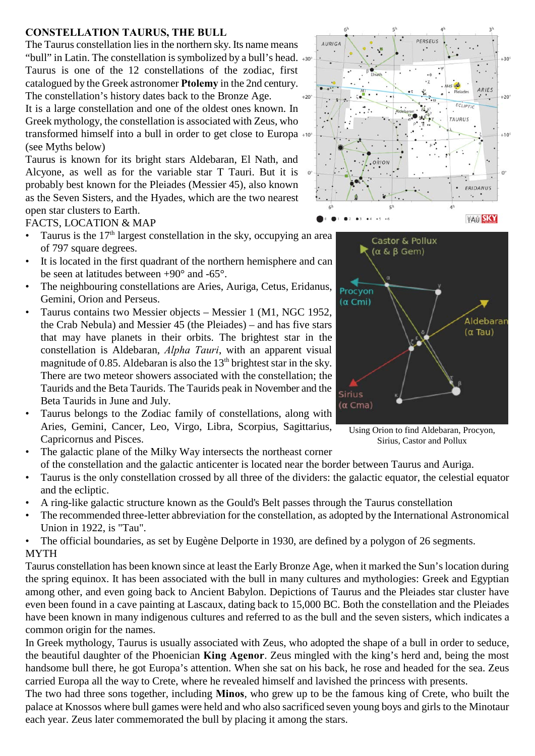## CONSTELLATION TAURUS, THE BULL

The Taurus constellation lies in the northern sky. Its name means "bull" in Latin. The constellation is symbolized by a bull's head. Taurus is one of the 12 constellations of the zodiac, first catalogued by the Greek astronomer **Ptolemy** in the 2nd century. The constellation's history dates back to the Bronze Age.

It is a large constellation and one of the oldest ones known. In Greek mythology, the constellation is associated with Zeus, who transformed himself into a bull in order to get close to Europa (see Myths below)

Taurus is known for its bright stars Aldebaran, El Nath, and Alcyone, as well as for the variable star T Tauri. But it is probably best known for the Pleiades (Messier 45), also known as the Seven Sisters, and the Hyades, which are the two nearest open star clusters to Earth.

FACTS, LOCATION & MAP

- Taurus is the 17th largest constellation in the sky, occupying an area of 797 square degrees.
- It is located in the first quadrant of the northern hemisphere and can be seen at latitudes between +90° and -65°.
- The neighbouring constellations are Aries, Auriga, Cetus, Eridanus, Gemini, Orion and Perseus.
- Taurus contains two Messier objects – Messier 1 (M1, NGC 1952, the Crab Nebula) and Messier 45 (the Pleiades) – and has five stars that may have planets in their orbits. The brightest star in the constellation is Aldebaran, *Alpha Tauri*, with an apparent visual magnitude of 0.85. Aldebaran is also the 13th brightest star in the sky. There are two meteor showers associated with the constellation; the Taurids and the Beta Taurids. The Taurids peak in November and the Beta Taurids in June and July.
- Taurus belongs to the Zodiac family of constellations, along with Aries, Gemini, Cancer, Leo, Virgo, Libra, Scorpius, Sagittarius, Capricornus and Pisces.
- The galactic plane of the Milky Way intersects the northeast corner of the constellation and the galactic anticenter is located near the border between Taurus and Auriga.
- Taurus is the only constellation crossed by all three of the dividers: the galactic equator, the celestial equator and the ecliptic.
- A ring-like galactic structure known as the Gould's Belt passes through the Taurus constellation
- The recommended three-letter abbreviation for the constellation, as adopted by the International Astronomical Union in 1922, is "Tau".
- The official boundaries, as set by Eugène Delporte in 1930, are defined by a polygon of 26 segments.

Using Orion to find Aldebaran, Procyon, Sirius, Castor and Pollux

MYTH

Taurus constellation has been known since at least the Early Bronze Age, when it marked the Sun's location during the spring equinox. It has been associated with the bull in many cultures and mythologies: Greek and Egyptian among other, and even going back to Ancient Babylon. Depictions of Taurus and the Pleiades star cluster have even been found in a cave painting at Lascaux, dating back to 15,000 BC. Both the constellation and the Pleiades have been known in many indigenous cultures and referred to as the bull and the seven sisters, which indicates a common origin for the names.

In Greek mythology, Taurus is usually associated with Zeus, who adopted the shape of a bull in order to seduce, the beautiful daughter of the Phoenician **King Agenor**. Zeus mingled with the king's herd and, being the most handsome bull there, he got Europa's attention. When she sat on his back, he rose and headed for the sea. Zeus carried Europa all the way to Crete, where he revealed himself and induced the princess with presents.

The two had three sons together, including **Minos**, who grew up to be the famous king of Crete, who built the palace at Knossos where bull games were held and who also sacrificed seven young boys and girls to the Minotaur each year. Zeus later commemorated the bull by placing it among the stars.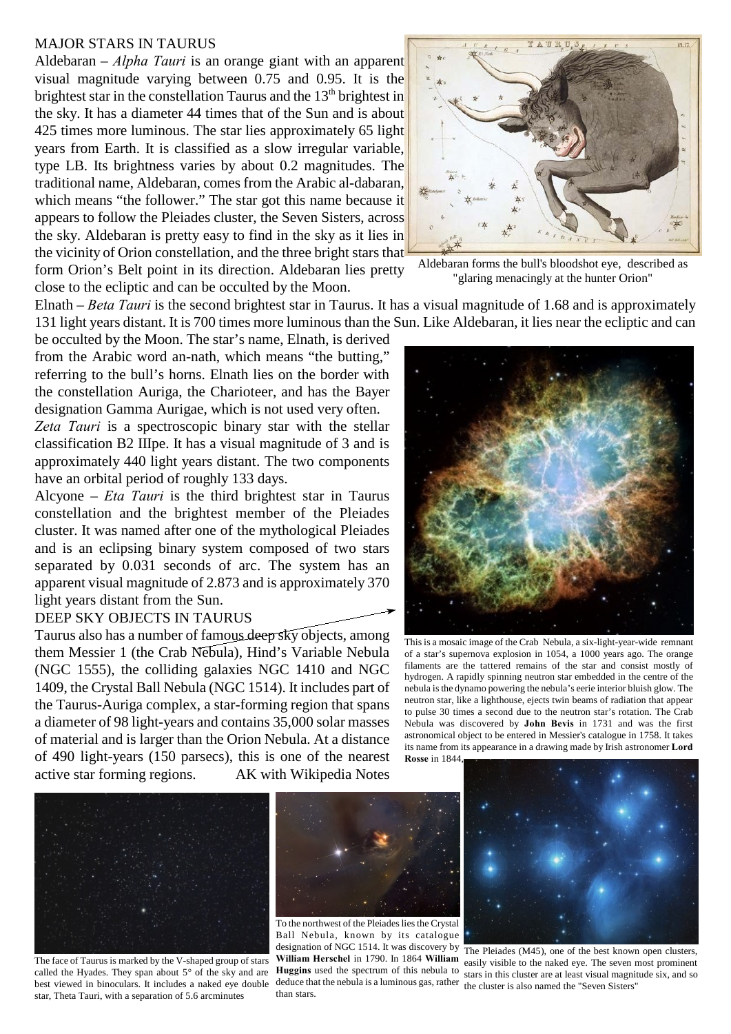## MAJOR STARS IN TAURUS

Aldebaran – *Alpha Tauri* is an orange giant with an apparent visual magnitude varying between 0.75 and 0.95. It is the brightest star in the constellation Taurus and the 13th brightest in the sky. It has a diameter 44 times that of the Sun and is about 425 times more luminous. The star lies approximately 65 light years from Earth. It is classified as a slow irregular variable, type LB. Its brightness varies by about 0.2 magnitudes. The traditional name, Aldebaran, comes from the Arabic al-dabaran, which means "the follower." The star got this name because it appears to follow the Pleiades cluster, the Seven Sisters, across the sky. Aldebaran is pretty easy to find in the sky as it lies in the vicinity of Orion constellation, and the three bright stars that form Orion's Belt point in its direction. Aldebaran lies pretty close to the ecliptic and can be occulted by the Moon.

Aldebaran forms the bull's bloodshot eye, described as "glaring menacingly at the hunter Orion"

Elnath – *Beta Tauri* is the second brightest star in Taurus. It has a visual magnitude of 1.68 and is approximately 131 light years distant. It is 700 times more luminous than the Sun. Like Aldebaran, it lies near the ecliptic and can be occulted by the Moon. The star's name, Elnath, is derived from the Arabic word an-nath, which means "the butting," referring to the bull's horns. Elnath lies on the border with the constellation Auriga, the Charioteer, and has the Bayer designation Gamma Aurigae, which is not used very often.

*Zeta Tauri* is a spectroscopic binary star with the stellar classification B2 IIIpe. It has a visual magnitude of 3 and is approximately 440 light years distant. The two components have an orbital period of roughly 133 days.

Alcyone – *Eta Tauri* is the third brightest star in Taurus constellation and the brightest member of the Pleiades cluster. It was named after one of the mythological Pleiades and is an eclipsing binary system composed of two stars separated by 0.031 seconds of arc. The system has an apparent visual magnitude of 2.873 and is approximately 370 light years distant from the Sun.

## DEEP SKY OBJECTS IN TAURUS

Taurus also has a number of famous deep sky objects, among them Messier 1 (the Crab Nebula), Hind's Variable Nebula (NGC 1555), the colliding galaxies NGC 1410 and NGC 1409, the Crystal Ball Nebula (NGC 1514). It includes part of the Taurus-Auriga complex, a star-forming region that spans a diameter of 98 light-years and contains 35,000 solar masses of material and is larger than the Orion Nebula. At a distance of 490 light-years (150 parsecs), this is one of the nearest active star forming regions. AK with Wikipedia Notes

This is a mosaic image of the Crab Nebula, a six-light-year-wide remnant of a star's supernova explosion in 1054, a 1000 years ago. The orange filaments are the tattered remains of the star and consist mostly of hydrogen. A rapidly spinning neutron star embedded in the centre of the nebula is the dynamo powering the nebula's eerie interior bluish glow. The neutron star, like a lighthouse, ejects twin beams of radiation that appear to pulse 30 times a second due to the neutron star's rotation. The Crab Nebula was discovered by **John Bevis** in 1731 and was the first astronomical object to be entered in Messier's catalogue in 1758. It takes its name from its appearance in a drawing made by Irish astronomer **Lord Rosse** in 1844.

The face of Taurus is marked by the V-shaped group of stars called the Hyades. They span about 5° of the sky and are best viewed in binoculars. It includes a naked eye double star, Theta Tauri, with a separation of 5.6 arcminutes

To the northwest of the Pleiades lies the Crystal Ball Nebula, known by its catalogue designation of NGC 1514. It was discovery by **William Herschel** in 1790. In 1864 **William Huggins** used the spectrum of this nebula to deduce that the nebula is a luminous gas, rather than stars.

The Pleiades (M45), one of the best known open clusters, easily visible to the naked eye. The seven most prominent stars in this cluster are at least visual magnitude six, and so the cluster is also named the "Seven Sisters"